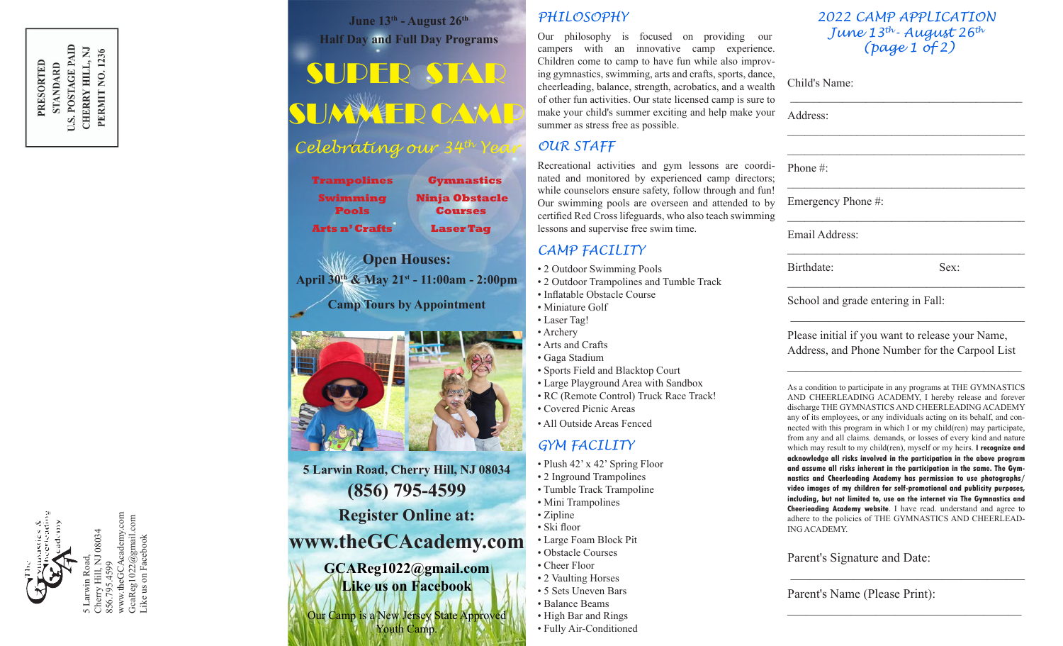PRESORTED
STANDARD
U.S. POSTAGE PAID
CHERRY HILL, NJ
PERMIT NO. 1236

The Gymnastics & Cheerleading Academy

5 Larwin Road,
Cherry Hill, NJ 08034
856.795.4599
www.theGCAcademy.com
GcaReg1022@gmail.com
Like us on Facebook

**June 13th - August 26th**
**Half Day and Full Day Programs**

# SUPER STAR SUMMER CAMP

*Celebrating our 34th Year*

- Trampolines
- Gymnastics
- Swimming Pools
- Ninja Obstacle Courses
- Arts n' Crafts
- Laser Tag

**Open Houses:**
**April 30th & May 21st - 11:00am - 2:00pm**

**Camp Tours by Appointment**

**5 Larwin Road, Cherry Hill, NJ 08034**
**(856) 795-4599**
**Register Online at:**
**www.theGCAcademy.com**
**GCAReg1022@gmail.com**
**Like us on Facebook**

Our Camp is a New Jersey State Approved Youth Camp.

## PHILOSOPHY

Our philosophy is focused on providing our campers with an innovative camp experience. Children come to camp to have fun while also improving gymnastics, swimming, arts and crafts, sports, dance, cheerleading, balance, strength, acrobatics, and a wealth of other fun activities. Our state licensed camp is sure to make your child's summer exciting and help make your summer as stress free as possible.

## OUR STAFF

Recreational activities and gym lessons are coordinated and monitored by experienced camp directors; while counselors ensure safety, follow through and fun! Our swimming pools are overseen and attended to by certified Red Cross lifeguards, who also teach swimming lessons and supervise free swim time.

## CAMP FACILITY

- 2 Outdoor Swimming Pools
- 2 Outdoor Trampolines and Tumble Track
- Inflatable Obstacle Course
- Miniature Golf
- Laser Tag!
- Archery
- Arts and Crafts
- Gaga Stadium
- Sports Field and Blacktop Court
- Large Playground Area with Sandbox
- RC (Remote Control) Truck Race Track!
- Covered Picnic Areas
- All Outside Areas Fenced

## GYM FACILITY

- Plush 42' x 42' Spring Floor
- 2 Inground Trampolines
- Tumble Track Trampoline
- Mini Trampolines
- Zipline
- Ski floor
- Large Foam Block Pit
- Obstacle Courses
- Cheer Floor
- 2 Vaulting Horses
- 5 Sets Uneven Bars
- Balance Beams
- High Bar and Rings
- Fully Air-Conditioned

## 2022 CAMP APPLICATION
## June 13th - August 26th
## (page 1 of 2)

Child's Name: ______________________________

Address: ______________________________

______________________________

Phone #: ______________________________

Emergency Phone #: ______________________________

Email Address: ______________________________

Birthdate: ______________ Sex: ______________

School and grade entering in Fall: ______________________________

Please initial if you want to release your Name, Address, and Phone Number for the Carpool List

______________________________

As a condition to participate in any programs at THE GYMNASTICS AND CHEERLEADING ACADEMY, I hereby release and forever discharge THE GYMNASTICS AND CHEERLEADING ACADEMY any of its employees, or any individuals acting on its behalf, and connected with this program in which I or my child(ren) may participate, from any and all claims. demands, or losses of every kind and nature which may result to my child(ren), myself or my heirs. **I recognize and acknowledge all risks involved in the participation in the above program and assume all risks inherent in the participation in the same. The Gymnastics and Cheerleading Academy has permission to use photographs/video images of my children for self-promotional and publicity purposes, including, but not limited to, use on the internet via The Gymnastics and Cheerleading Academy website**. I have read. understand and agree to adhere to the policies of THE GYMNASTICS AND CHEERLEADING ACADEMY.

Parent's Signature and Date: ______________________________

Parent's Name (Please Print): ______________________________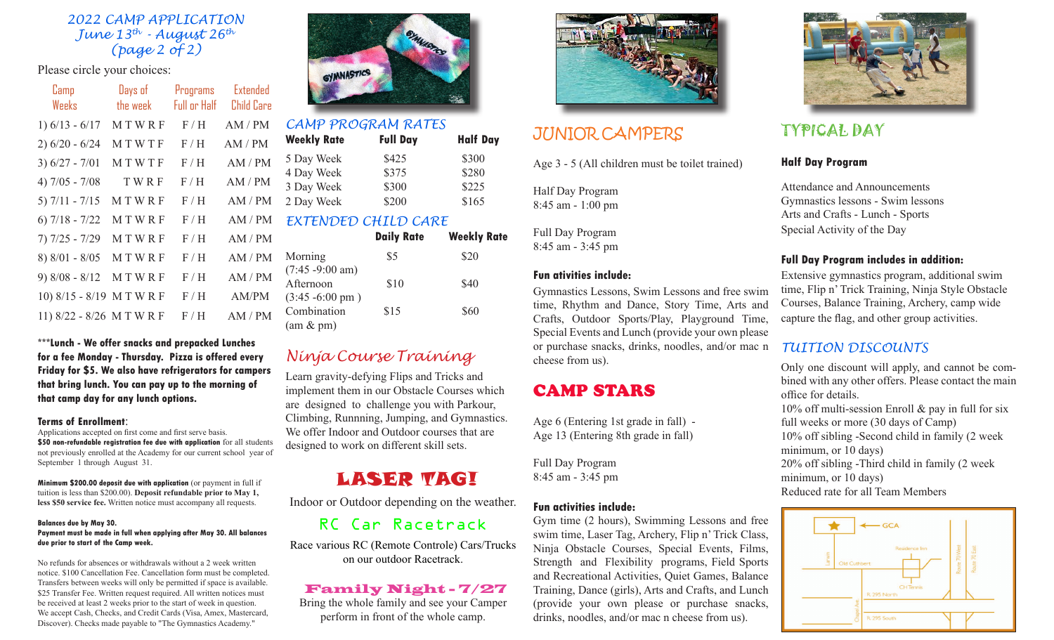## 2022 CAMP APPLICATION
## June 13th - August 26th
(page 2 of 2)

Please circle your choices:

| Camp Weeks | Days of the week | Programs Full or Half | Extended Child Care |
|---|---|---|---|
| 1) 6/13 - 6/17 | M T W R F | F / H | AM / PM |
| 2) 6/20 - 6/24 | M T W T F | F / H | AM / PM |
| 3) 6/27 - 7/01 | M T W T F | F / H | AM / PM |
| 4) 7/05 - 7/08 | T W R F | F / H | AM / PM |
| 5) 7/11 - 7/15 | M T W R F | F / H | AM / PM |
| 6) 7/18 - 7/22 | M T W R F | F / H | AM / PM |
| 7) 7/25 - 7/29 | M T W R F | F / H | AM / PM |
| 8) 8/01 - 8/05 | M T W R F | F / H | AM / PM |
| 9) 8/08 - 8/12 | M T W R F | F / H | AM / PM |
| 10) 8/15 - 8/19 | M T W R F | F / H | AM/PM |
| 11) 8/22 - 8/26 | M T W R F | F / H | AM / PM |

*****Lunch - We offer snacks and prepacked Lunches for a fee Monday - Thursday. Pizza is offered every Friday for $5. We also have refrigerators for campers that bring lunch. You can pay up to the morning of that camp day for any lunch options.**

**Terms of Enrollment**:
Applications accepted on first come and first serve basis.
**$50 non-refundable registration fee due with application** for all students not previously enrolled at the Academy for our current school year of September 1 through August 31.

**Minimum $200.00 deposit due with application** (or payment in full if tuition is less than $200.00). **Deposit refundable prior to May 1, less $50 service fee.** Written notice must accompany all requests.

**Balances due by May 30.**
**Payment must be made in full when applying after May 30. All balances due prior to start of the Camp week.**

No refunds for absences or withdrawals without a 2 week written notice. $100 Cancellation Fee. Cancellation form must be completed. Transfers between weeks will only be permitted if space is available. $25 Transfer Fee. Written request required. All written notices must be received at least 2 weeks prior to the start of week in question. We accept Cash, Checks, and Credit Cards (Visa, Amex, Mastercard, Discover). Checks made payable to "The Gymnastics Academy."

## CAMP PROGRAM RATES

| Weekly Rate | Full Day | Half Day |
|---|---|---|
| 5 Day Week | $425 | $300 |
| 4 Day Week | $375 | $280 |
| 3 Day Week | $300 | $225 |
| 2 Day Week | $200 | $165 |

## EXTENDED CHILD CARE

| | Daily Rate | Weekly Rate |
|---|---|---|
| Morning (7:45 -9:00 am) | $5 | $20 |
| Afternoon (3:45 -6:00 pm ) | $10 | $40 |
| Combination (am & pm) | $15 | $60 |

## Ninja Course Training

Learn gravity-defying Flips and Tricks and implement them in our Obstacle Courses which are designed to challenge you with Parkour, Climbing, Runnning, Jumping, and Gymnastics. We offer Indoor and Outdoor courses that are designed to work on different skill sets.

## LASER TAG!

Indoor or Outdoor depending on the weather.

## RC Car Racetrack

Race various RC (Remote Controle) Cars/Trucks on our outdoor Racetrack.

## Family Night - 7/27

Bring the whole family and see your Camper perform in front of the whole camp.

## JUNIOR CAMPERS

Age 3 - 5 (All children must be toilet trained)

Half Day Program
8:45 am - 1:00 pm

Full Day Program
8:45 am - 3:45 pm

**Fun ativities include:**

Gymnastics Lessons, Swim Lessons and free swim time, Rhythm and Dance, Story Time, Arts and Crafts, Outdoor Sports/Play, Playground Time, Special Events and Lunch (provide your own please or purchase snacks, drinks, noodles, and/or mac n cheese from us).

## CAMP STARS

Age 6 (Entering 1st grade in fall) - Age 13 (Entering 8th grade in fall)

Full Day Program
8:45 am - 3:45 pm

**Fun activities include:**

Gym time (2 hours), Swimming Lessons and free swim time, Laser Tag, Archery, Flip n' Trick Class, Ninja Obstacle Courses, Special Events, Films, Strength and Flexibility programs, Field Sports and Recreational Activities, Quiet Games, Balance Training, Dance (girls), Arts and Crafts, and Lunch (provide your own please or purchase snacks, drinks, noodles, and/or mac n cheese from us).

## TYPICAL DAY

**Half Day Program**

Attendance and Announcements
Gymnastics lessons - Swim lessons
Arts and Crafts - Lunch - Sports
Special Activity of the Day

**Full Day Program includes in addition:**

Extensive gymnastics program, additional swim time, Flip n' Trick Training, Ninja Style Obstacle Courses, Balance Training, Archery, camp wide capture the flag, and other group activities.

## TUITION DISCOUNTS

Only one discount will apply, and cannot be combined with any other offers. Please contact the main office for details.
10% off multi-session Enroll & pay in full for six full weeks or more (30 days of Camp)
10% off sibling -Second child in family (2 week minimum, or 10 days)
20% off sibling -Third child in family (2 week minimum, or 10 days)
Reduced rate for all Team Members

GCA
Residence Inn
Old Cuthbert
Route 70 West
Route 70 East
Larson
CH Tennis
Rt. 295 North
Rt. 295 South
Chapel Ave